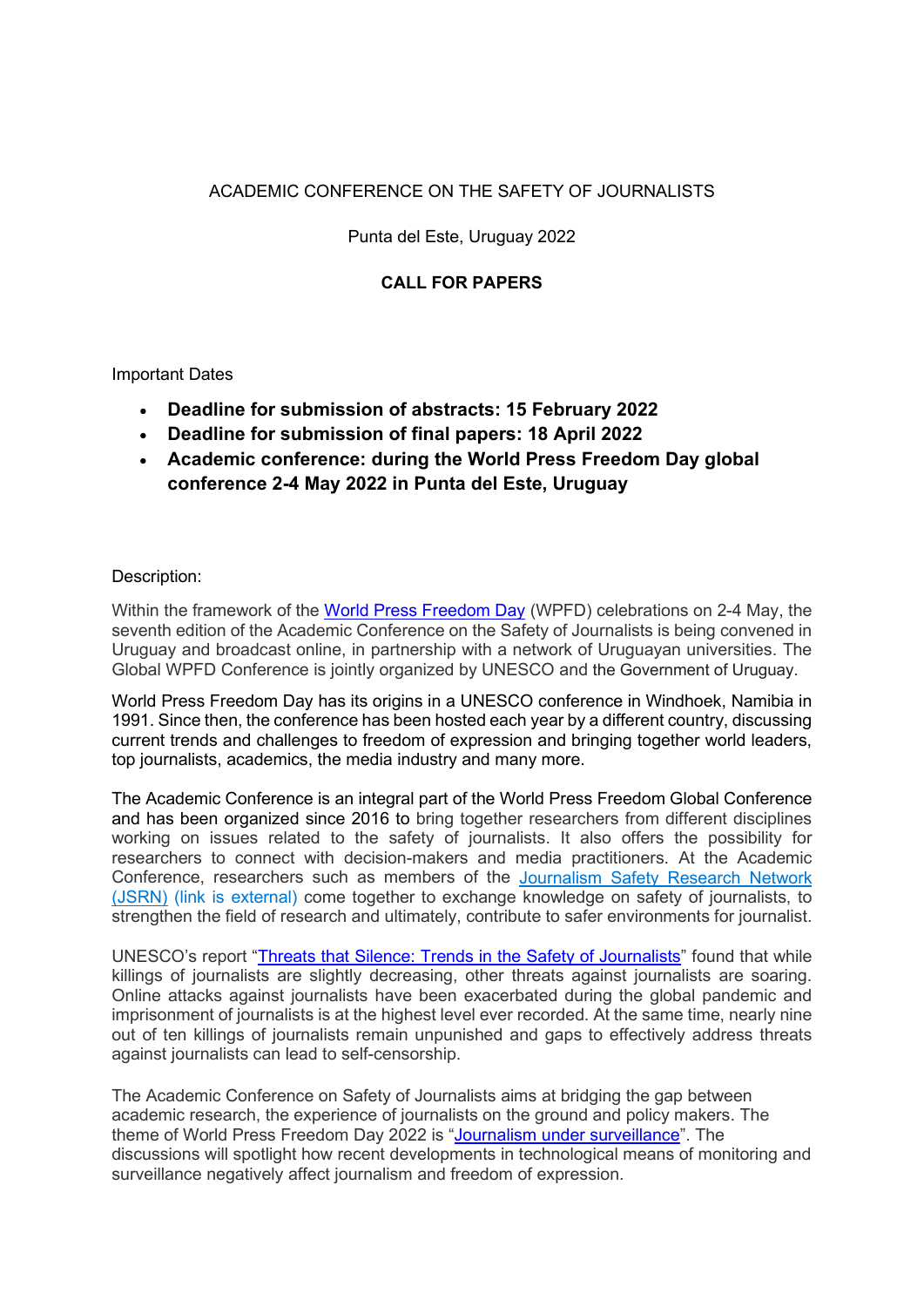ACADEMIC CONFERENCE ON THE SAFETY OF JOURNALISTS

Punta del Este, Uruguay 2022

**CALL FOR PAPERS**

Important Dates

- **Deadline for submission of abstracts: 15 February 2022**
- **Deadline for submission of final papers: 18 April 2022**
- **Academic conference: during the World Press Freedom Day global conference 2-4 May 2022 in Punta del Este, Uruguay**

Description:

Within the framework of the World Press Freedom Day (WPFD) celebrations on 2-4 May, the seventh edition of the Academic Conference on the Safety of Journalists is being convened in Uruguay and broadcast online, in partnership with a network of Uruguayan universities. The Global WPFD Conference is jointly organized by UNESCO and the Government of Uruguay.

World Press Freedom Day has its origins in a UNESCO conference in Windhoek, Namibia in 1991. Since then, the conference has been hosted each year by a different country, discussing current trends and challenges to freedom of expression and bringing together world leaders, top journalists, academics, the media industry and many more.

The Academic Conference is an integral part of the World Press Freedom Global Conference and has been organized since 2016 to bring together researchers from different disciplines working on issues related to the safety of journalists. It also offers the possibility for researchers to connect with decision-makers and media practitioners. At the Academic Conference, researchers such as members of the Journalism Safety Research Network (JSRN) (link is external) come together to exchange knowledge on safety of journalists, to strengthen the field of research and ultimately, contribute to safer environments for journalist.

UNESCO's report "Threats that Silence: Trends in the Safety of Journalists" found that while killings of journalists are slightly decreasing, other threats against journalists are soaring. Online attacks against journalists have been exacerbated during the global pandemic and imprisonment of journalists is at the highest level ever recorded. At the same time, nearly nine out of ten killings of journalists remain unpunished and gaps to effectively address threats against journalists can lead to self-censorship.

The Academic Conference on Safety of Journalists aims at bridging the gap between academic research, the experience of journalists on the ground and policy makers. The theme of World Press Freedom Day 2022 is "Journalism under surveillance". The discussions will spotlight how recent developments in technological means of monitoring and surveillance negatively affect journalism and freedom of expression.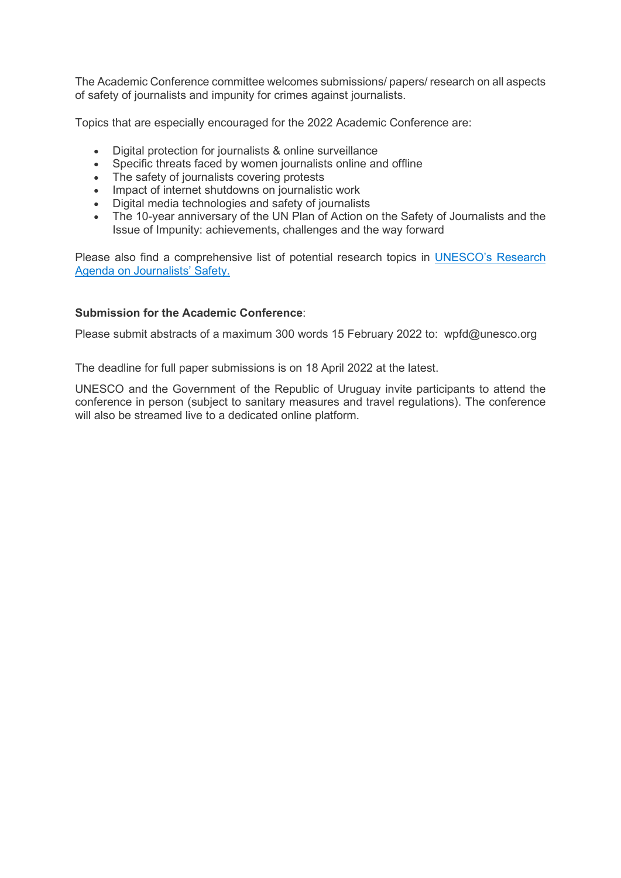The Academic Conference committee welcomes submissions/ papers/ research on all aspects of safety of journalists and impunity for crimes against journalists.

Topics that are especially encouraged for the 2022 Academic Conference are:

- Digital protection for journalists & online surveillance
- Specific threats faced by women journalists online and offline
- The safety of journalists covering protests
- Impact of internet shutdowns on journalistic work
- Digital media technologies and safety of journalists
- The 10-year anniversary of the UN Plan of Action on the Safety of Journalists and the Issue of Impunity: achievements, challenges and the way forward

Please also find a comprehensive list of potential research topics in UNESCO's Research Agenda on Journalists' Safety.

**Submission for the Academic Conference**:

Please submit abstracts of a maximum 300 words 15 February 2022 to: wpfd@unesco.org

The deadline for full paper submissions is on 18 April 2022 at the latest.

UNESCO and the Government of the Republic of Uruguay invite participants to attend the conference in person (subject to sanitary measures and travel regulations). The conference will also be streamed live to a dedicated online platform.